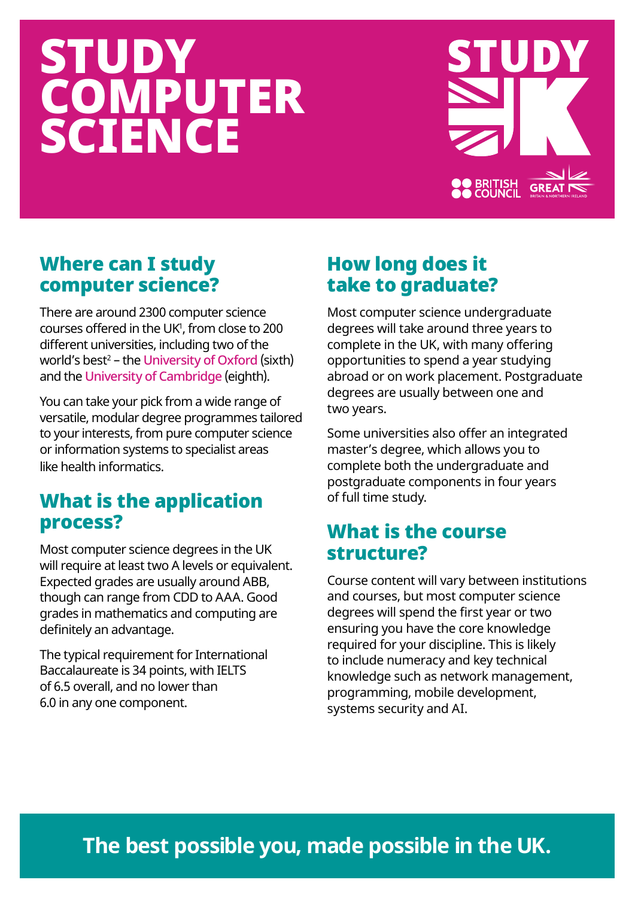# STUDY COMPUTER SCIENCE

STUDY UK

BRITISH COUNCIL GREAT BRITAIN & NORTHERN IRELAND

## Where can I study computer science?

There are around 2300 computer science courses offered in the UK[1], from close to 200 different universities, including two of the world's best[2] – the University of Oxford (sixth) and the University of Cambridge (eighth).

You can take your pick from a wide range of versatile, modular degree programmes tailored to your interests, from pure computer science or information systems to specialist areas like health informatics.

## What is the application process?

Most computer science degrees in the UK will require at least two A levels or equivalent. Expected grades are usually around ABB, though can range from CDD to AAA. Good grades in mathematics and computing are definitely an advantage.

The typical requirement for International Baccalaureate is 34 points, with IELTS of 6.5 overall, and no lower than 6.0 in any one component.

## How long does it take to graduate?

Most computer science undergraduate degrees will take around three years to complete in the UK, with many offering opportunities to spend a year studying abroad or on work placement. Postgraduate degrees are usually between one and two years.

Some universities also offer an integrated master's degree, which allows you to complete both the undergraduate and postgraduate components in four years of full time study.

## What is the course structure?

Course content will vary between institutions and courses, but most computer science degrees will spend the first year or two ensuring you have the core knowledge required for your discipline. This is likely to include numeracy and key technical knowledge such as network management, programming, mobile development, systems security and AI.

**The best possible you, made possible in the UK.**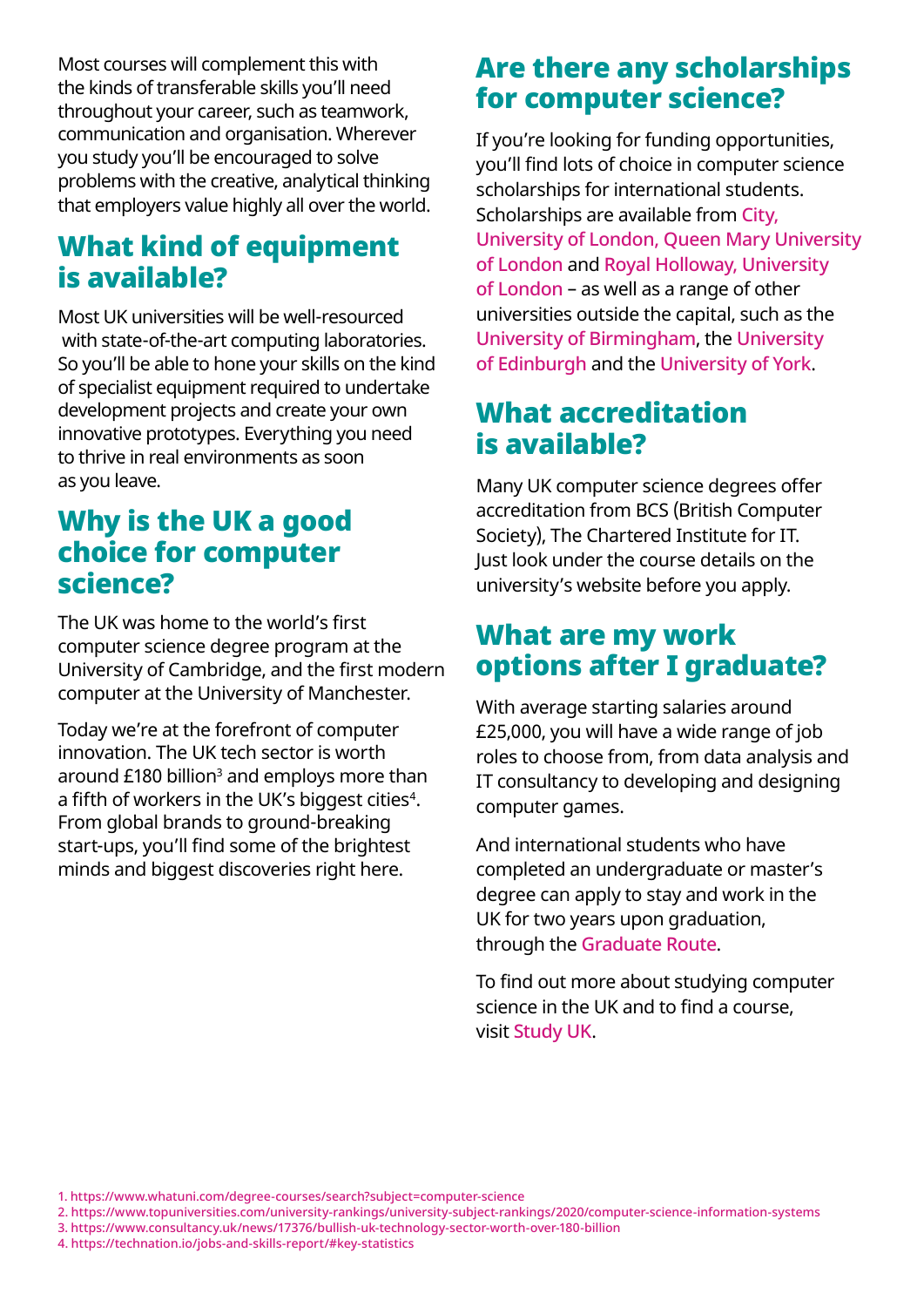Most courses will complement this with the kinds of transferable skills you'll need throughout your career, such as teamwork, communication and organisation. Wherever you study you'll be encouraged to solve problems with the creative, analytical thinking that employers value highly all over the world.

## What kind of equipment is available?

Most UK universities will be well-resourced with state-of-the-art computing laboratories. So you'll be able to hone your skills on the kind of specialist equipment required to undertake development projects and create your own innovative prototypes. Everything you need to thrive in real environments as soon as you leave.

## Why is the UK a good choice for computer science?

The UK was home to the world's first computer science degree program at the University of Cambridge, and the first modern computer at the University of Manchester.

Today we're at the forefront of computer innovation. The UK tech sector is worth around £180 billion[3] and employs more than a fifth of workers in the UK's biggest cities[4]. From global brands to ground-breaking start-ups, you'll find some of the brightest minds and biggest discoveries right here.

## Are there any scholarships for computer science?

If you're looking for funding opportunities, you'll find lots of choice in computer science scholarships for international students. Scholarships are available from City, University of London, Queen Mary University of London and Royal Holloway, University of London – as well as a range of other universities outside the capital, such as the University of Birmingham, the University of Edinburgh and the University of York.

## What accreditation is available?

Many UK computer science degrees offer accreditation from BCS (British Computer Society), The Chartered Institute for IT. Just look under the course details on the university's website before you apply.

## What are my work options after I graduate?

With average starting salaries around £25,000, you will have a wide range of job roles to choose from, from data analysis and IT consultancy to developing and designing computer games.

And international students who have completed an undergraduate or master's degree can apply to stay and work in the UK for two years upon graduation, through the Graduate Route.

To find out more about studying computer science in the UK and to find a course, visit Study UK.

1. https://www.whatuni.com/degree-courses/search?subject=computer-science
2. https://www.topuniversities.com/university-rankings/university-subject-rankings/2020/computer-science-information-systems
3. https://www.consultancy.uk/news/17376/bullish-uk-technology-sector-worth-over-180-billion
4. https://technation.io/jobs-and-skills-report/#key-statistics